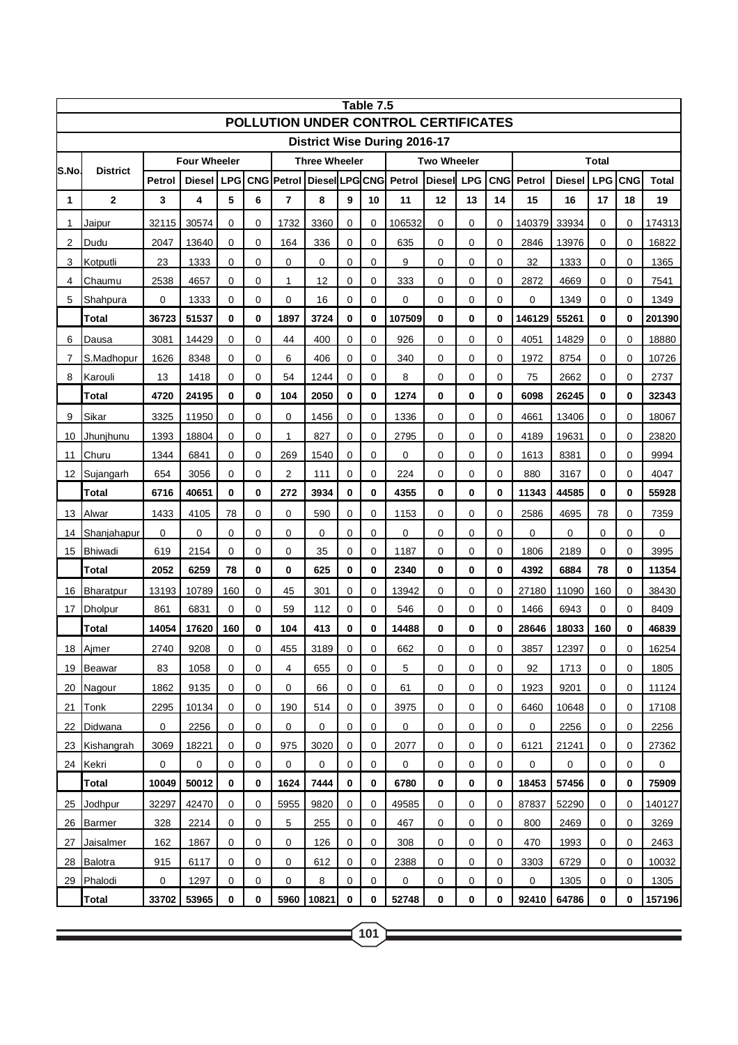## Table 7.5

## POLLUTION UNDER CONTROL CERTIFICATES

### District Wise During 2016-17

| S.No. | District | Four Wheeler | | | | Three Wheeler | | | | Two Wheeler | | | | Total | | | | |
|---|---|---|---|---|---|---|---|---|---|---|---|---|---|---|---|---|---|---|
| | | Petrol | Diesel | LPG | CNG | Petrol | Diesel | LPG | CNG | Petrol | Diesel | LPG | CNG | Petrol | Diesel | LPG | CNG | Total |
| **1** | **2** | **3** | **4** | **5** | **6** | **7** | **8** | **9** | **10** | **11** | **12** | **13** | **14** | **15** | **16** | **17** | **18** | **19** |
| 1 | Jaipur | 32115 | 30574 | 0 | 0 | 1732 | 3360 | 0 | 0 | 106532 | 0 | 0 | 0 | 140379 | 33934 | 0 | 0 | 174313 |
| 2 | Dudu | 2047 | 13640 | 0 | 0 | 164 | 336 | 0 | 0 | 635 | 0 | 0 | 0 | 2846 | 13976 | 0 | 0 | 16822 |
| 3 | Kotputli | 23 | 1333 | 0 | 0 | 0 | 0 | 0 | 0 | 9 | 0 | 0 | 0 | 32 | 1333 | 0 | 0 | 1365 |
| 4 | Chaumu | 2538 | 4657 | 0 | 0 | 1 | 12 | 0 | 0 | 333 | 0 | 0 | 0 | 2872 | 4669 | 0 | 0 | 7541 |
| 5 | Shahpura | 0 | 1333 | 0 | 0 | 0 | 16 | 0 | 0 | 0 | 0 | 0 | 0 | 0 | 1349 | 0 | 0 | 1349 |
| | **Total** | **36723** | **51537** | **0** | **0** | **1897** | **3724** | **0** | **0** | **107509** | **0** | **0** | **0** | **146129** | **55261** | **0** | **0** | **201390** |
| 6 | Dausa | 3081 | 14429 | 0 | 0 | 44 | 400 | 0 | 0 | 926 | 0 | 0 | 0 | 4051 | 14829 | 0 | 0 | 18880 |
| 7 | S.Madhopur | 1626 | 8348 | 0 | 0 | 6 | 406 | 0 | 0 | 340 | 0 | 0 | 0 | 1972 | 8754 | 0 | 0 | 10726 |
| 8 | Karouli | 13 | 1418 | 0 | 0 | 54 | 1244 | 0 | 0 | 8 | 0 | 0 | 0 | 75 | 2662 | 0 | 0 | 2737 |
| | **Total** | **4720** | **24195** | **0** | **0** | **104** | **2050** | **0** | **0** | **1274** | **0** | **0** | **0** | **6098** | **26245** | **0** | **0** | **32343** |
| 9 | Sikar | 3325 | 11950 | 0 | 0 | 0 | 1456 | 0 | 0 | 1336 | 0 | 0 | 0 | 4661 | 13406 | 0 | 0 | 18067 |
| 10 | Jhunjhunu | 1393 | 18804 | 0 | 0 | 1 | 827 | 0 | 0 | 2795 | 0 | 0 | 0 | 4189 | 19631 | 0 | 0 | 23820 |
| 11 | Churu | 1344 | 6841 | 0 | 0 | 269 | 1540 | 0 | 0 | 0 | 0 | 0 | 0 | 1613 | 8381 | 0 | 0 | 9994 |
| 12 | Sujangarh | 654 | 3056 | 0 | 0 | 2 | 111 | 0 | 0 | 224 | 0 | 0 | 0 | 880 | 3167 | 0 | 0 | 4047 |
| | **Total** | **6716** | **40651** | **0** | **0** | **272** | **3934** | **0** | **0** | **4355** | **0** | **0** | **0** | **11343** | **44585** | **0** | **0** | **55928** |
| 13 | Alwar | 1433 | 4105 | 78 | 0 | 0 | 590 | 0 | 0 | 1153 | 0 | 0 | 0 | 2586 | 4695 | 78 | 0 | 7359 |
| 14 | Shanjahapur | 0 | 0 | 0 | 0 | 0 | 0 | 0 | 0 | 0 | 0 | 0 | 0 | 0 | 0 | 0 | 0 | 0 |
| 15 | Bhiwadi | 619 | 2154 | 0 | 0 | 0 | 35 | 0 | 0 | 1187 | 0 | 0 | 0 | 1806 | 2189 | 0 | 0 | 3995 |
| | **Total** | **2052** | **6259** | **78** | **0** | **0** | **625** | **0** | **0** | **2340** | **0** | **0** | **0** | **4392** | **6884** | **78** | **0** | **11354** |
| 16 | Bharatpur | 13193 | 10789 | 160 | 0 | 45 | 301 | 0 | 0 | 13942 | 0 | 0 | 0 | 27180 | 11090 | 160 | 0 | 38430 |
| 17 | Dholpur | 861 | 6831 | 0 | 0 | 59 | 112 | 0 | 0 | 546 | 0 | 0 | 0 | 1466 | 6943 | 0 | 0 | 8409 |
| | **Total** | **14054** | **17620** | **160** | **0** | **104** | **413** | **0** | **0** | **14488** | **0** | **0** | **0** | **28646** | **18033** | **160** | **0** | **46839** |
| 18 | Ajmer | 2740 | 9208 | 0 | 0 | 455 | 3189 | 0 | 0 | 662 | 0 | 0 | 0 | 3857 | 12397 | 0 | 0 | 16254 |
| 19 | Beawar | 83 | 1058 | 0 | 0 | 4 | 655 | 0 | 0 | 5 | 0 | 0 | 0 | 92 | 1713 | 0 | 0 | 1805 |
| 20 | Nagour | 1862 | 9135 | 0 | 0 | 0 | 66 | 0 | 0 | 61 | 0 | 0 | 0 | 1923 | 9201 | 0 | 0 | 11124 |
| 21 | Tonk | 2295 | 10134 | 0 | 0 | 190 | 514 | 0 | 0 | 3975 | 0 | 0 | 0 | 6460 | 10648 | 0 | 0 | 17108 |
| 22 | Didwana | 0 | 2256 | 0 | 0 | 0 | 0 | 0 | 0 | 0 | 0 | 0 | 0 | 0 | 2256 | 0 | 0 | 2256 |
| 23 | Kishangrah | 3069 | 18221 | 0 | 0 | 975 | 3020 | 0 | 0 | 2077 | 0 | 0 | 0 | 6121 | 21241 | 0 | 0 | 27362 |
| 24 | Kekri | 0 | 0 | 0 | 0 | 0 | 0 | 0 | 0 | 0 | 0 | 0 | 0 | 0 | 0 | 0 | 0 | 0 |
| | **Total** | **10049** | **50012** | **0** | **0** | **1624** | **7444** | **0** | **0** | **6780** | **0** | **0** | **0** | **18453** | **57456** | **0** | **0** | **75909** |
| 25 | Jodhpur | 32297 | 42470 | 0 | 0 | 5955 | 9820 | 0 | 0 | 49585 | 0 | 0 | 0 | 87837 | 52290 | 0 | 0 | 140127 |
| 26 | Barmer | 328 | 2214 | 0 | 0 | 5 | 255 | 0 | 0 | 467 | 0 | 0 | 0 | 800 | 2469 | 0 | 0 | 3269 |
| 27 | Jaisalmer | 162 | 1867 | 0 | 0 | 0 | 126 | 0 | 0 | 308 | 0 | 0 | 0 | 470 | 1993 | 0 | 0 | 2463 |
| 28 | Balotra | 915 | 6117 | 0 | 0 | 0 | 612 | 0 | 0 | 2388 | 0 | 0 | 0 | 3303 | 6729 | 0 | 0 | 10032 |
| 29 | Phalodi | 0 | 1297 | 0 | 0 | 0 | 8 | 0 | 0 | 0 | 0 | 0 | 0 | 0 | 1305 | 0 | 0 | 1305 |
| | **Total** | **33702** | **53965** | **0** | **0** | **5960** | **10821** | **0** | **0** | **52748** | **0** | **0** | **0** | **92410** | **64786** | **0** | **0** | **157196** |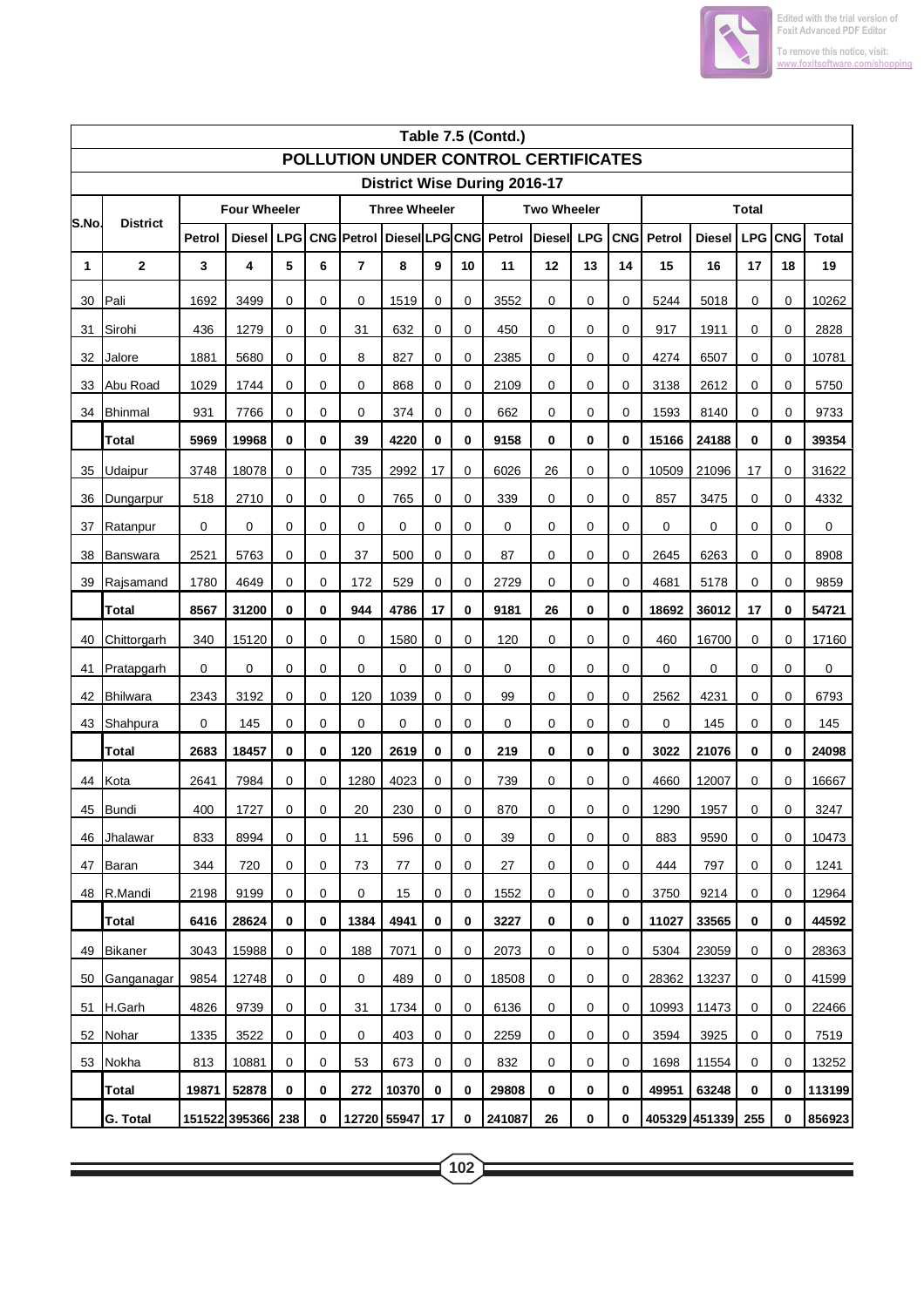| S.No. | District | Four Wheeler | | | | Three Wheeler | | | | Two Wheeler | | | | Total | | | | |
|---|---|---|---|---|---|---|---|---|---|---|---|---|---|---|---|---|---|---|
| | | Petrol | Diesel | LPG | CNG | Petrol | Diesel | LPG | CNG | Petrol | Diesel | LPG | CNG | Petrol | Diesel | LPG | CNG | Total |
| 1 | 2 | 3 | 4 | 5 | 6 | 7 | 8 | 9 | 10 | 11 | 12 | 13 | 14 | 15 | 16 | 17 | 18 | 19 |
| 30 | Pali | 1692 | 3499 | 0 | 0 | 0 | 1519 | 0 | 0 | 3552 | 0 | 0 | 0 | 5244 | 5018 | 0 | 0 | 10262 |
| 31 | Sirohi | 436 | 1279 | 0 | 0 | 31 | 632 | 0 | 0 | 450 | 0 | 0 | 0 | 917 | 1911 | 0 | 0 | 2828 |
| 32 | Jalore | 1881 | 5680 | 0 | 0 | 8 | 827 | 0 | 0 | 2385 | 0 | 0 | 0 | 4274 | 6507 | 0 | 0 | 10781 |
| 33 | Abu Road | 1029 | 1744 | 0 | 0 | 0 | 868 | 0 | 0 | 2109 | 0 | 0 | 0 | 3138 | 2612 | 0 | 0 | 5750 |
| 34 | Bhinmal | 931 | 7766 | 0 | 0 | 0 | 374 | 0 | 0 | 662 | 0 | 0 | 0 | 1593 | 8140 | 0 | 0 | 9733 |
| | **Total** | **5969** | **19968** | **0** | **0** | **39** | **4220** | **0** | **0** | **9158** | **0** | **0** | **0** | **15166** | **24188** | **0** | **0** | **39354** |
| 35 | Udaipur | 3748 | 18078 | 0 | 0 | 735 | 2992 | 17 | 0 | 6026 | 26 | 0 | 0 | 10509 | 21096 | 17 | 0 | 31622 |
| 36 | Dungarpur | 518 | 2710 | 0 | 0 | 0 | 765 | 0 | 0 | 339 | 0 | 0 | 0 | 857 | 3475 | 0 | 0 | 4332 |
| 37 | Ratanpur | 0 | 0 | 0 | 0 | 0 | 0 | 0 | 0 | 0 | 0 | 0 | 0 | 0 | 0 | 0 | 0 | 0 |
| 38 | Banswara | 2521 | 5763 | 0 | 0 | 37 | 500 | 0 | 0 | 87 | 0 | 0 | 0 | 2645 | 6263 | 0 | 0 | 8908 |
| 39 | Rajsamand | 1780 | 4649 | 0 | 0 | 172 | 529 | 0 | 0 | 2729 | 0 | 0 | 0 | 4681 | 5178 | 0 | 0 | 9859 |
| | **Total** | **8567** | **31200** | **0** | **0** | **944** | **4786** | **17** | **0** | **9181** | **26** | **0** | **0** | **18692** | **36012** | **17** | **0** | **54721** |
| 40 | Chittorgarh | 340 | 15120 | 0 | 0 | 0 | 1580 | 0 | 0 | 120 | 0 | 0 | 0 | 460 | 16700 | 0 | 0 | 17160 |
| 41 | Pratapgarh | 0 | 0 | 0 | 0 | 0 | 0 | 0 | 0 | 0 | 0 | 0 | 0 | 0 | 0 | 0 | 0 | 0 |
| 42 | Bhilwara | 2343 | 3192 | 0 | 0 | 120 | 1039 | 0 | 0 | 99 | 0 | 0 | 0 | 2562 | 4231 | 0 | 0 | 6793 |
| 43 | Shahpura | 0 | 145 | 0 | 0 | 0 | 0 | 0 | 0 | 0 | 0 | 0 | 0 | 0 | 145 | 0 | 0 | 145 |
| | **Total** | **2683** | **18457** | **0** | **0** | **120** | **2619** | **0** | **0** | **219** | **0** | **0** | **0** | **3022** | **21076** | **0** | **0** | **24098** |
| 44 | Kota | 2641 | 7984 | 0 | 0 | 1280 | 4023 | 0 | 0 | 739 | 0 | 0 | 0 | 4660 | 12007 | 0 | 0 | 16667 |
| 45 | Bundi | 400 | 1727 | 0 | 0 | 20 | 230 | 0 | 0 | 870 | 0 | 0 | 0 | 1290 | 1957 | 0 | 0 | 3247 |
| 46 | Jhalawar | 833 | 8994 | 0 | 0 | 11 | 596 | 0 | 0 | 39 | 0 | 0 | 0 | 883 | 9590 | 0 | 0 | 10473 |
| 47 | Baran | 344 | 720 | 0 | 0 | 73 | 77 | 0 | 0 | 27 | 0 | 0 | 0 | 444 | 797 | 0 | 0 | 1241 |
| 48 | R.Mandi | 2198 | 9199 | 0 | 0 | 0 | 15 | 0 | 0 | 1552 | 0 | 0 | 0 | 3750 | 9214 | 0 | 0 | 12964 |
| | **Total** | **6416** | **28624** | **0** | **0** | **1384** | **4941** | **0** | **0** | **3227** | **0** | **0** | **0** | **11027** | **33565** | **0** | **0** | **44592** |
| 49 | Bikaner | 3043 | 15988 | 0 | 0 | 188 | 7071 | 0 | 0 | 2073 | 0 | 0 | 0 | 5304 | 23059 | 0 | 0 | 28363 |
| 50 | Ganganagar | 9854 | 12748 | 0 | 0 | 0 | 489 | 0 | 0 | 18508 | 0 | 0 | 0 | 28362 | 13237 | 0 | 0 | 41599 |
| 51 | H.Garh | 4826 | 9739 | 0 | 0 | 31 | 1734 | 0 | 0 | 6136 | 0 | 0 | 0 | 10993 | 11473 | 0 | 0 | 22466 |
| 52 | Nohar | 1335 | 3522 | 0 | 0 | 0 | 403 | 0 | 0 | 2259 | 0 | 0 | 0 | 3594 | 3925 | 0 | 0 | 7519 |
| 53 | Nokha | 813 | 10881 | 0 | 0 | 53 | 673 | 0 | 0 | 832 | 0 | 0 | 0 | 1698 | 11554 | 0 | 0 | 13252 |
| | **Total** | **19871** | **52878** | **0** | **0** | **272** | **10370** | **0** | **0** | **29808** | **0** | **0** | **0** | **49951** | **63248** | **0** | **0** | **113199** |
| | **G. Total** | **151522** | **395366** | **238** | **0** | **12720** | **55947** | **17** | **0** | **241087** | **26** | **0** | **0** | **405329** | **451339** | **255** | **0** | **856923** |